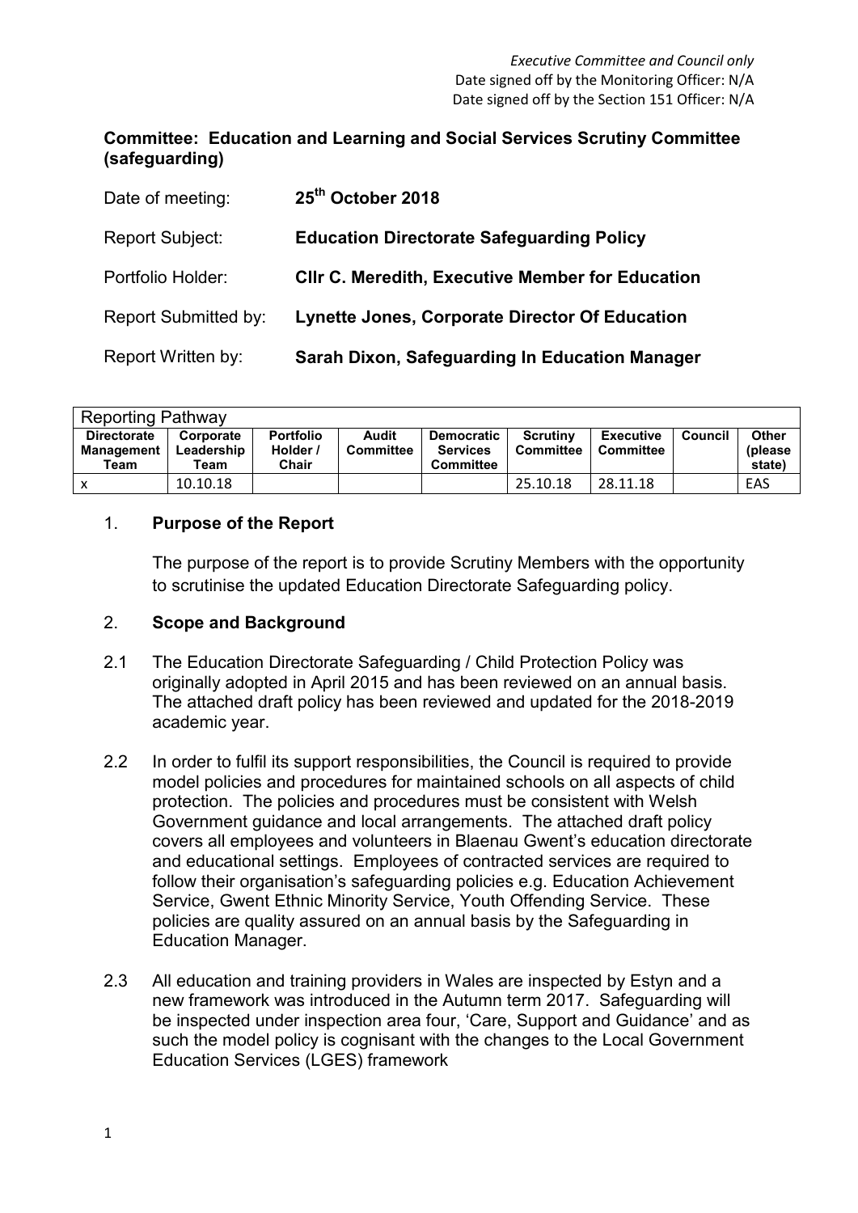*Executive Committee and Council only*
Date signed off by the Monitoring Officer: N/A
Date signed off by the Section 151 Officer: N/A

**Committee: Education and Learning and Social Services Scrutiny Committee (safeguarding)**

| | |
|---|---|
| Date of meeting: | **25th October 2018** |
| Report Subject: | **Education Directorate Safeguarding Policy** |
| Portfolio Holder: | **Cllr C. Meredith, Executive Member for Education** |
| Report Submitted by: | **Lynette Jones, Corporate Director Of Education** |
| Report Written by: | **Sarah Dixon, Safeguarding In Education Manager** |

| Reporting Pathway | | | | | | | | |
|---|---|---|---|---|---|---|---|---|
| **Directorate Management Team** | **Corporate Leadership Team** | **Portfolio Holder / Chair** | **Audit Committee** | **Democratic Services Committee** | **Scrutiny Committee** | **Executive Committee** | **Council** | **Other (please state)** |
| x | 10.10.18 | | | | 25.10.18 | 28.11.18 | | EAS |

## 1. Purpose of the Report

The purpose of the report is to provide Scrutiny Members with the opportunity to scrutinise the updated Education Directorate Safeguarding policy.

## 2. Scope and Background

2.1 The Education Directorate Safeguarding / Child Protection Policy was originally adopted in April 2015 and has been reviewed on an annual basis. The attached draft policy has been reviewed and updated for the 2018-2019 academic year.

2.2 In order to fulfil its support responsibilities, the Council is required to provide model policies and procedures for maintained schools on all aspects of child protection. The policies and procedures must be consistent with Welsh Government guidance and local arrangements. The attached draft policy covers all employees and volunteers in Blaenau Gwent's education directorate and educational settings. Employees of contracted services are required to follow their organisation's safeguarding policies e.g. Education Achievement Service, Gwent Ethnic Minority Service, Youth Offending Service. These policies are quality assured on an annual basis by the Safeguarding in Education Manager.

2.3 All education and training providers in Wales are inspected by Estyn and a new framework was introduced in the Autumn term 2017. Safeguarding will be inspected under inspection area four, 'Care, Support and Guidance' and as such the model policy is cognisant with the changes to the Local Government Education Services (LGES) framework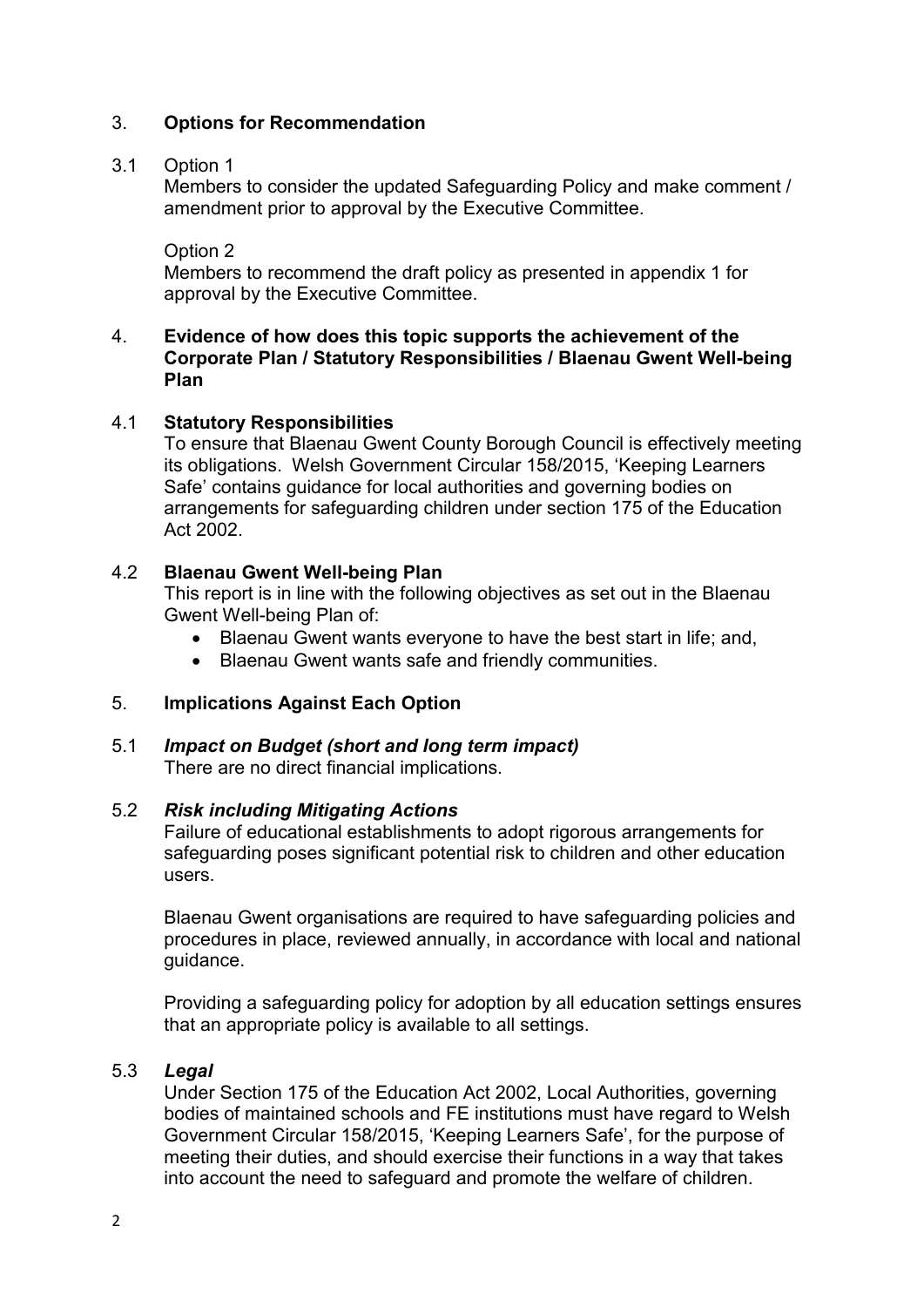## 3. Options for Recommendation

3.1 Option 1

Members to consider the updated Safeguarding Policy and make comment / amendment prior to approval by the Executive Committee.

Option 2

Members to recommend the draft policy as presented in appendix 1 for approval by the Executive Committee.

## 4. Evidence of how does this topic supports the achievement of the Corporate Plan / Statutory Responsibilities / Blaenau Gwent Well-being Plan

### 4.1 Statutory Responsibilities

To ensure that Blaenau Gwent County Borough Council is effectively meeting its obligations. Welsh Government Circular 158/2015, 'Keeping Learners Safe' contains guidance for local authorities and governing bodies on arrangements for safeguarding children under section 175 of the Education Act 2002.

### 4.2 Blaenau Gwent Well-being Plan

This report is in line with the following objectives as set out in the Blaenau Gwent Well-being Plan of:

- Blaenau Gwent wants everyone to have the best start in life; and,
- Blaenau Gwent wants safe and friendly communities.

## 5. Implications Against Each Option

### 5.1 *Impact on Budget (short and long term impact)*

There are no direct financial implications.

### 5.2 *Risk including Mitigating Actions*

Failure of educational establishments to adopt rigorous arrangements for safeguarding poses significant potential risk to children and other education users.

Blaenau Gwent organisations are required to have safeguarding policies and procedures in place, reviewed annually, in accordance with local and national guidance.

Providing a safeguarding policy for adoption by all education settings ensures that an appropriate policy is available to all settings.

### 5.3 *Legal*

Under Section 175 of the Education Act 2002, Local Authorities, governing bodies of maintained schools and FE institutions must have regard to Welsh Government Circular 158/2015, 'Keeping Learners Safe', for the purpose of meeting their duties, and should exercise their functions in a way that takes into account the need to safeguard and promote the welfare of children.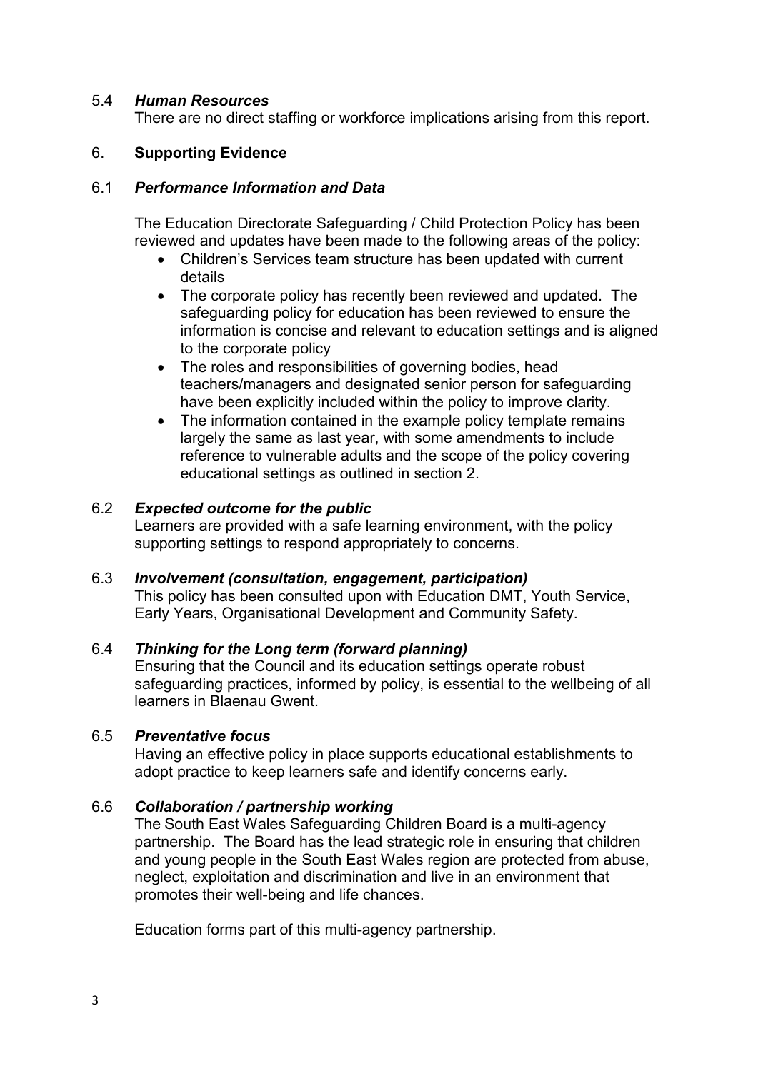5.4 ***Human Resources***

There are no direct staffing or workforce implications arising from this report.

## 6. **Supporting Evidence**

6.1 ***Performance Information and Data***

The Education Directorate Safeguarding / Child Protection Policy has been reviewed and updates have been made to the following areas of the policy:

- Children's Services team structure has been updated with current details
- The corporate policy has recently been reviewed and updated. The safeguarding policy for education has been reviewed to ensure the information is concise and relevant to education settings and is aligned to the corporate policy
- The roles and responsibilities of governing bodies, head teachers/managers and designated senior person for safeguarding have been explicitly included within the policy to improve clarity.
- The information contained in the example policy template remains largely the same as last year, with some amendments to include reference to vulnerable adults and the scope of the policy covering educational settings as outlined in section 2.

6.2 ***Expected outcome for the public***

Learners are provided with a safe learning environment, with the policy supporting settings to respond appropriately to concerns.

6.3 ***Involvement (consultation, engagement, participation)***

This policy has been consulted upon with Education DMT, Youth Service, Early Years, Organisational Development and Community Safety.

6.4 ***Thinking for the Long term (forward planning)***

Ensuring that the Council and its education settings operate robust safeguarding practices, informed by policy, is essential to the wellbeing of all learners in Blaenau Gwent.

6.5 ***Preventative focus***

Having an effective policy in place supports educational establishments to adopt practice to keep learners safe and identify concerns early.

6.6 ***Collaboration / partnership working***

The South East Wales Safeguarding Children Board is a multi-agency partnership. The Board has the lead strategic role in ensuring that children and young people in the South East Wales region are protected from abuse, neglect, exploitation and discrimination and live in an environment that promotes their well-being and life chances.

Education forms part of this multi-agency partnership.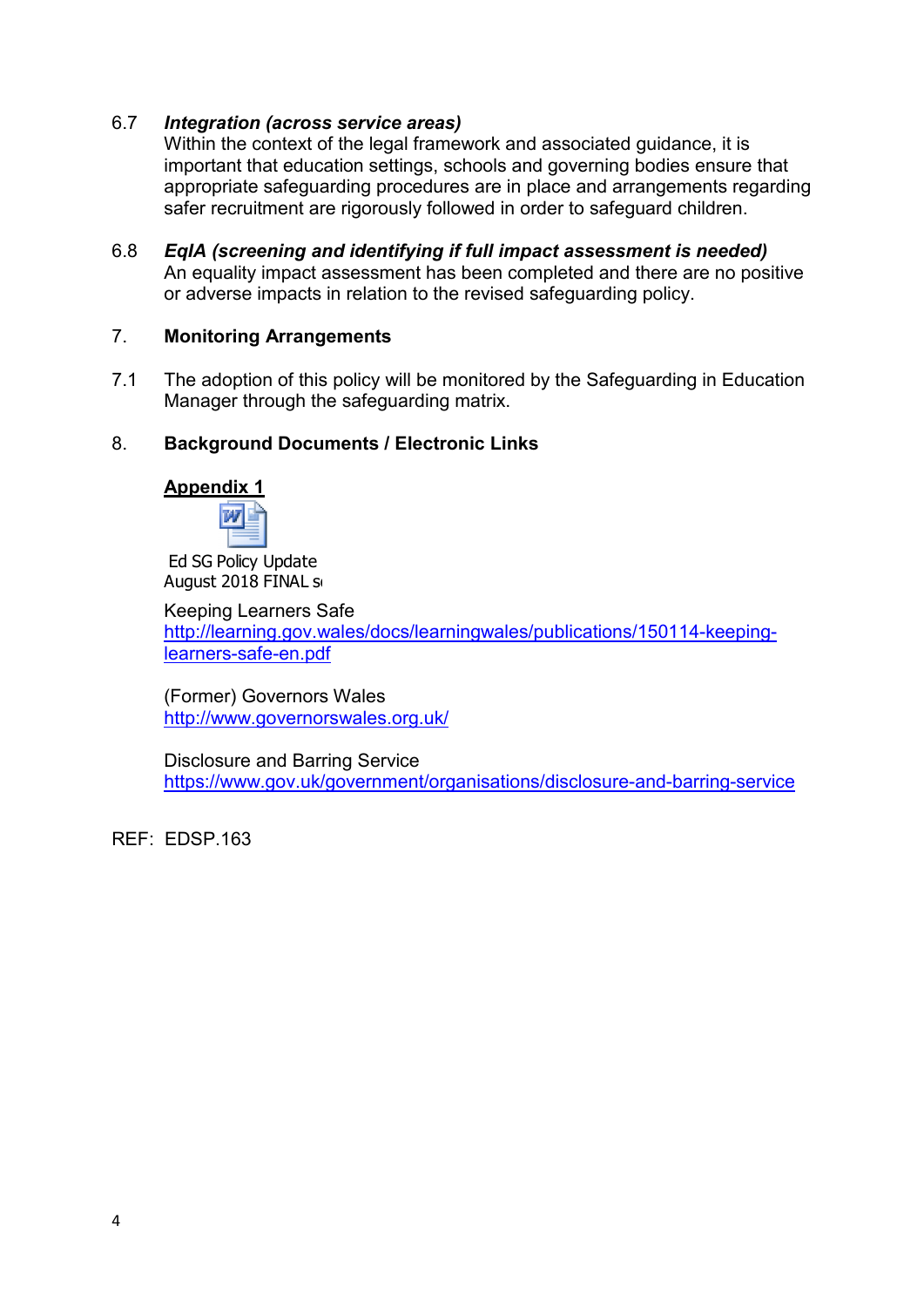6.7 ***Integration (across service areas)***
Within the context of the legal framework and associated guidance, it is important that education settings, schools and governing bodies ensure that appropriate safeguarding procedures are in place and arrangements regarding safer recruitment are rigorously followed in order to safeguard children.

6.8 ***EqIA (screening and identifying if full impact assessment is needed)***
An equality impact assessment has been completed and there are no positive or adverse impacts in relation to the revised safeguarding policy.

## 7. Monitoring Arrangements

7.1 The adoption of this policy will be monitored by the Safeguarding in Education Manager through the safeguarding matrix.

## 8. Background Documents / Electronic Links

**Appendix 1**

Ed SG Policy Update August 2018 FINAL s

Keeping Learners Safe
http://learning.gov.wales/docs/learningwales/publications/150114-keeping-learners-safe-en.pdf

(Former) Governors Wales
http://www.governorswales.org.uk/

Disclosure and Barring Service
https://www.gov.uk/government/organisations/disclosure-and-barring-service

REF: EDSP.163